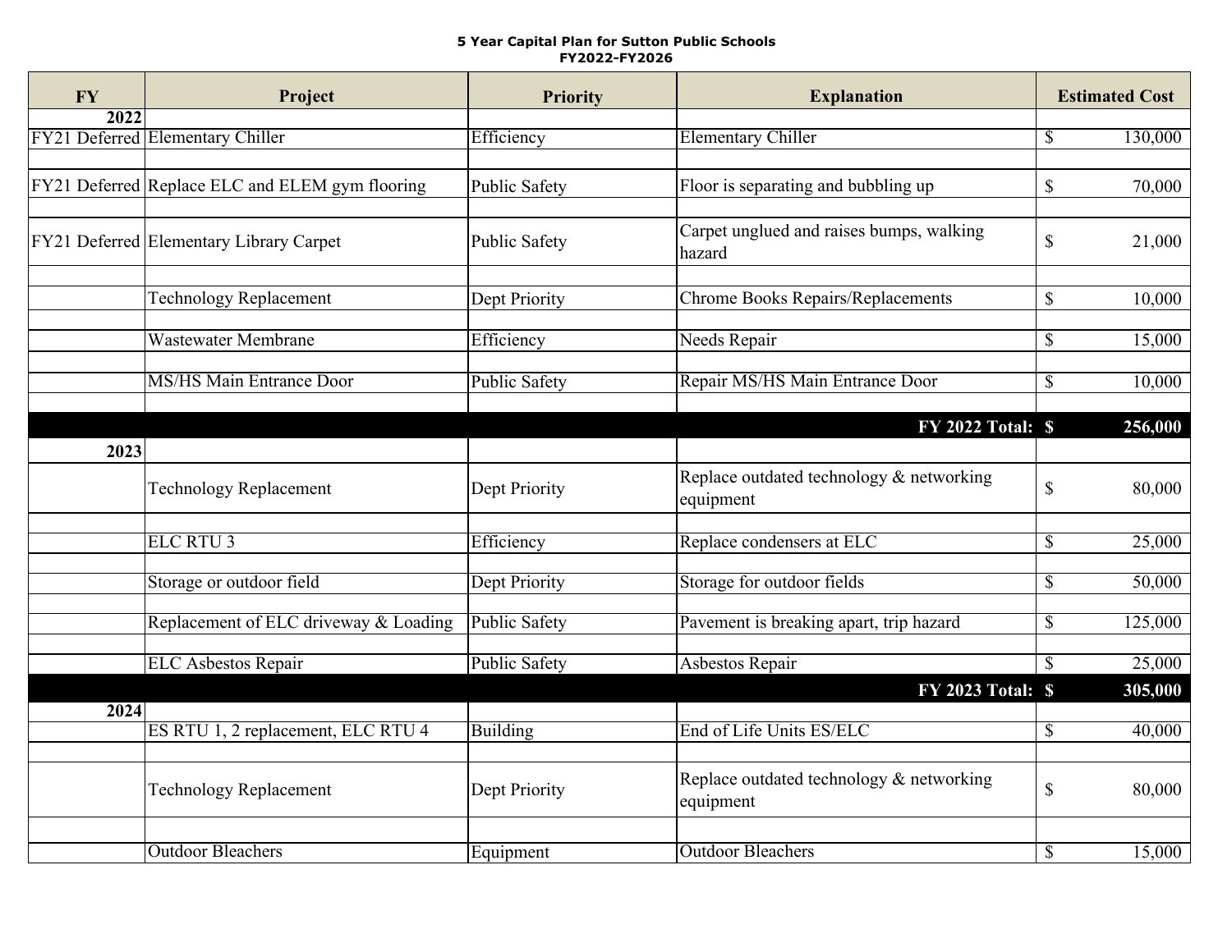**5 Year Capital Plan for Sutton Public Schools**
**FY2022-FY2026**

| FY | Project | Priority | Explanation | Estimated Cost |
|---|---|---|---|---|
| **2022** | | | | |
| FY21 Deferred | Elementary Chiller | Efficiency | Elementary Chiller | $ 130,000 |
| FY21 Deferred | Replace ELC and ELEM gym flooring | Public Safety | Floor is separating and bubbling up | $ 70,000 |
| FY21 Deferred | Elementary Library Carpet | Public Safety | Carpet unglued and raises bumps, walking hazard | $ 21,000 |
| | Technology Replacement | Dept Priority | Chrome Books Repairs/Replacements | $ 10,000 |
| | Wastewater Membrane | Efficiency | Needs Repair | $ 15,000 |
| | MS/HS Main Entrance Door | Public Safety | Repair MS/HS Main Entrance Door | $ 10,000 |
| | | | **FY 2022 Total:** | **$ 256,000** |
| **2023** | | | | |
| | Technology Replacement | Dept Priority | Replace outdated technology & networking equipment | $ 80,000 |
| | ELC RTU 3 | Efficiency | Replace condensers at ELC | $ 25,000 |
| | Storage or outdoor field | Dept Priority | Storage for outdoor fields | $ 50,000 |
| | Replacement of ELC driveway & Loading | Public Safety | Pavement is breaking apart, trip hazard | $ 125,000 |
| | ELC Asbestos Repair | Public Safety | Asbestos Repair | $ 25,000 |
| | | | **FY 2023 Total:** | **$ 305,000** |
| **2024** | | | | |
| | ES RTU 1, 2 replacement, ELC RTU 4 | Building | End of Life Units ES/ELC | $ 40,000 |
| | Technology Replacement | Dept Priority | Replace outdated technology & networking equipment | $ 80,000 |
| | Outdoor Bleachers | Equipment | Outdoor Bleachers | $ 15,000 |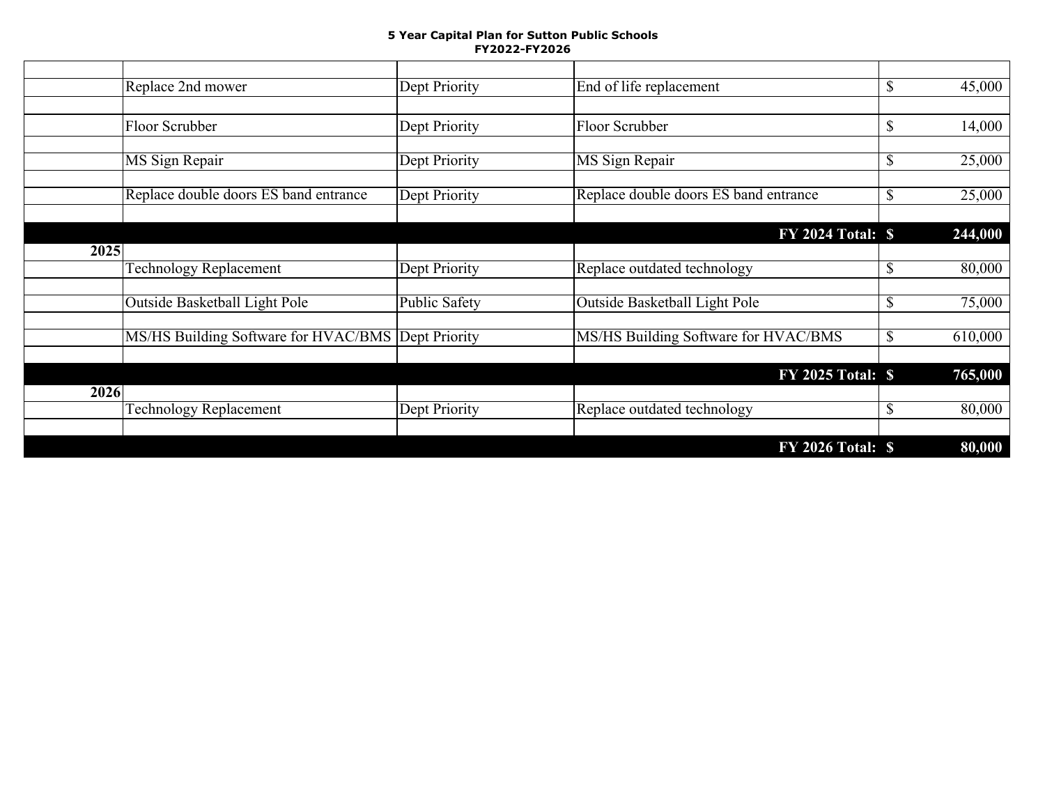**5 Year Capital Plan for Sutton Public Schools**
**FY2022-FY2026**

| | | | | | |
|---|---|---|---|---|---|
| | Replace 2nd mower | Dept Priority | End of life replacement | $ | 45,000 |
| | Floor Scrubber | Dept Priority | Floor Scrubber | $ | 14,000 |
| | MS Sign Repair | Dept Priority | MS Sign Repair | $ | 25,000 |
| | Replace double doors ES band entrance | Dept Priority | Replace double doors ES band entrance | $ | 25,000 |
| | | | **FY 2024 Total:** | **$** | **244,000** |
| **2025** | | | | | |
| | Technology Replacement | Dept Priority | Replace outdated technology | $ | 80,000 |
| | Outside Basketball Light Pole | Public Safety | Outside Basketball Light Pole | $ | 75,000 |
| | MS/HS Building Software for HVAC/BMS | Dept Priority | MS/HS Building Software for HVAC/BMS | $ | 610,000 |
| | | | **FY 2025 Total:** | **$** | **765,000** |
| **2026** | | | | | |
| | Technology Replacement | Dept Priority | Replace outdated technology | $ | 80,000 |
| | | | **FY 2026 Total:** | **$** | **80,000** |